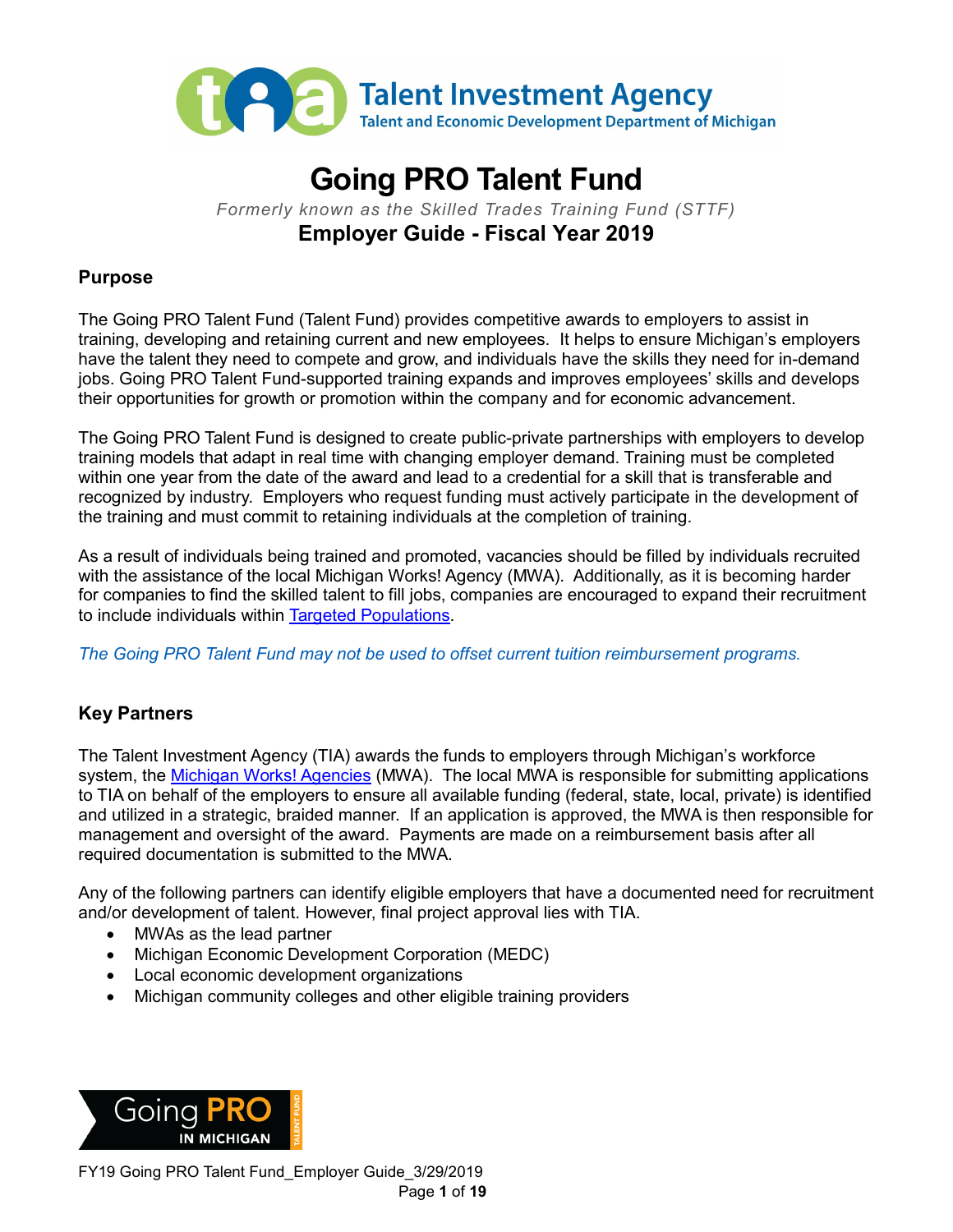Talent Investment Agency
Talent and Economic Development Department of Michigan

# Going PRO Talent Fund

*Formerly known as the Skilled Trades Training Fund (STTF)*

**Employer Guide - Fiscal Year 2019**

## Purpose

The Going PRO Talent Fund (Talent Fund) provides competitive awards to employers to assist in training, developing and retaining current and new employees. It helps to ensure Michigan's employers have the talent they need to compete and grow, and individuals have the skills they need for in-demand jobs. Going PRO Talent Fund-supported training expands and improves employees' skills and develops their opportunities for growth or promotion within the company and for economic advancement.

The Going PRO Talent Fund is designed to create public-private partnerships with employers to develop training models that adapt in real time with changing employer demand. Training must be completed within one year from the date of the award and lead to a credential for a skill that is transferable and recognized by industry. Employers who request funding must actively participate in the development of the training and must commit to retaining individuals at the completion of training.

As a result of individuals being trained and promoted, vacancies should be filled by individuals recruited with the assistance of the local Michigan Works! Agency (MWA). Additionally, as it is becoming harder for companies to find the skilled talent to fill jobs, companies are encouraged to expand their recruitment to include individuals within Targeted Populations.

*The Going PRO Talent Fund may not be used to offset current tuition reimbursement programs.*

## Key Partners

The Talent Investment Agency (TIA) awards the funds to employers through Michigan's workforce system, the Michigan Works! Agencies (MWA). The local MWA is responsible for submitting applications to TIA on behalf of the employers to ensure all available funding (federal, state, local, private) is identified and utilized in a strategic, braided manner. If an application is approved, the MWA is then responsible for management and oversight of the award. Payments are made on a reimbursement basis after all required documentation is submitted to the MWA.

Any of the following partners can identify eligible employers that have a documented need for recruitment and/or development of talent. However, final project approval lies with TIA.

- MWAs as the lead partner
- Michigan Economic Development Corporation (MEDC)
- Local economic development organizations
- Michigan community colleges and other eligible training providers

Going PRO IN MICHIGAN TALENT FUND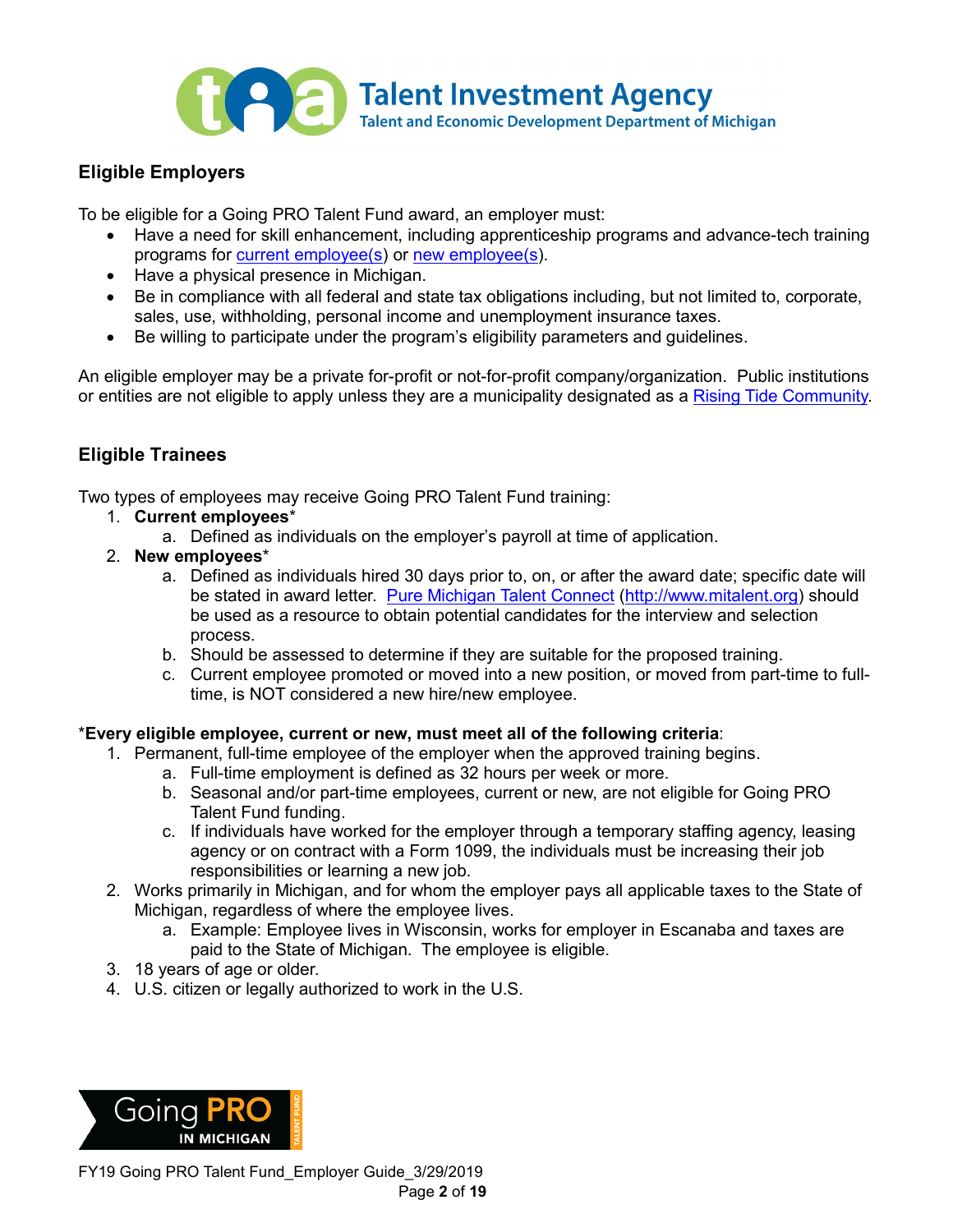## Eligible Employers

To be eligible for a Going PRO Talent Fund award, an employer must:

- Have a need for skill enhancement, including apprenticeship programs and advance-tech training programs for current employee(s) or new employee(s).
- Have a physical presence in Michigan.
- Be in compliance with all federal and state tax obligations including, but not limited to, corporate, sales, use, withholding, personal income and unemployment insurance taxes.
- Be willing to participate under the program's eligibility parameters and guidelines.

An eligible employer may be a private for-profit or not-for-profit company/organization. Public institutions or entities are not eligible to apply unless they are a municipality designated as a Rising Tide Community.

## Eligible Trainees

Two types of employees may receive Going PRO Talent Fund training:

1. **Current employees***
   a. Defined as individuals on the employer's payroll at time of application.
2. **New employees***
   a. Defined as individuals hired 30 days prior to, on, or after the award date; specific date will be stated in award letter. Pure Michigan Talent Connect (http://www.mitalent.org) should be used as a resource to obtain potential candidates for the interview and selection process.
   b. Should be assessed to determine if they are suitable for the proposed training.
   c. Current employee promoted or moved into a new position, or moved from part-time to full-time, is NOT considered a new hire/new employee.

***Every eligible employee, current or new, must meet all of the following criteria**:

1. Permanent, full-time employee of the employer when the approved training begins.
   a. Full-time employment is defined as 32 hours per week or more.
   b. Seasonal and/or part-time employees, current or new, are not eligible for Going PRO Talent Fund funding.
   c. If individuals have worked for the employer through a temporary staffing agency, leasing agency or on contract with a Form 1099, the individuals must be increasing their job responsibilities or learning a new job.
2. Works primarily in Michigan, and for whom the employer pays all applicable taxes to the State of Michigan, regardless of where the employee lives.
   a. Example: Employee lives in Wisconsin, works for employer in Escanaba and taxes are paid to the State of Michigan. The employee is eligible.
3. 18 years of age or older.
4. U.S. citizen or legally authorized to work in the U.S.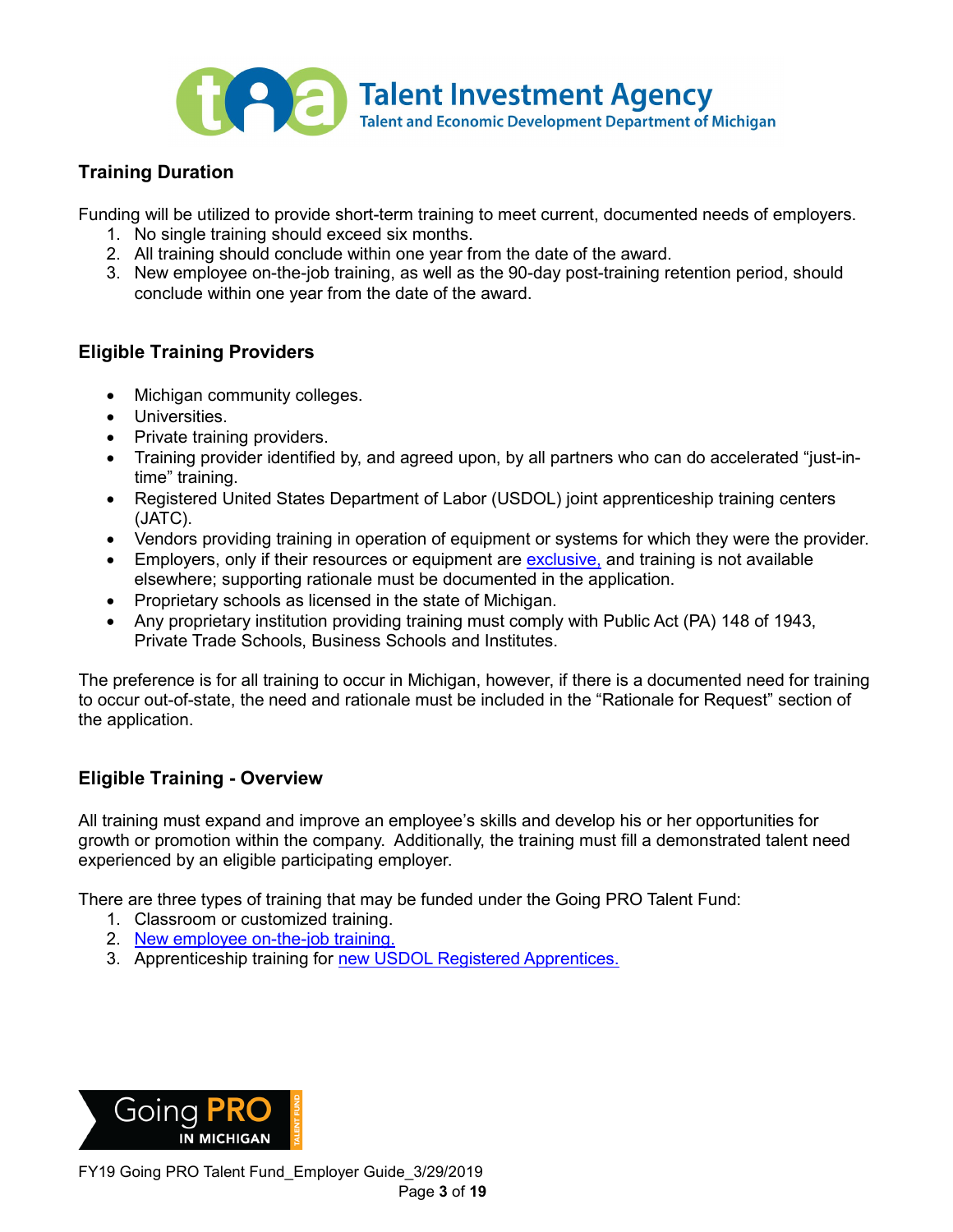## Training Duration

Funding will be utilized to provide short-term training to meet current, documented needs of employers.

1. No single training should exceed six months.
2. All training should conclude within one year from the date of the award.
3. New employee on-the-job training, as well as the 90-day post-training retention period, should conclude within one year from the date of the award.

## Eligible Training Providers

- Michigan community colleges.
- Universities.
- Private training providers.
- Training provider identified by, and agreed upon, by all partners who can do accelerated "just-in-time" training.
- Registered United States Department of Labor (USDOL) joint apprenticeship training centers (JATC).
- Vendors providing training in operation of equipment or systems for which they were the provider.
- Employers, only if their resources or equipment are exclusive, and training is not available elsewhere; supporting rationale must be documented in the application.
- Proprietary schools as licensed in the state of Michigan.
- Any proprietary institution providing training must comply with Public Act (PA) 148 of 1943, Private Trade Schools, Business Schools and Institutes.

The preference is for all training to occur in Michigan, however, if there is a documented need for training to occur out-of-state, the need and rationale must be included in the "Rationale for Request" section of the application.

## Eligible Training - Overview

All training must expand and improve an employee's skills and develop his or her opportunities for growth or promotion within the company. Additionally, the training must fill a demonstrated talent need experienced by an eligible participating employer.

There are three types of training that may be funded under the Going PRO Talent Fund:

1. Classroom or customized training.
2. New employee on-the-job training.
3. Apprenticeship training for new USDOL Registered Apprentices.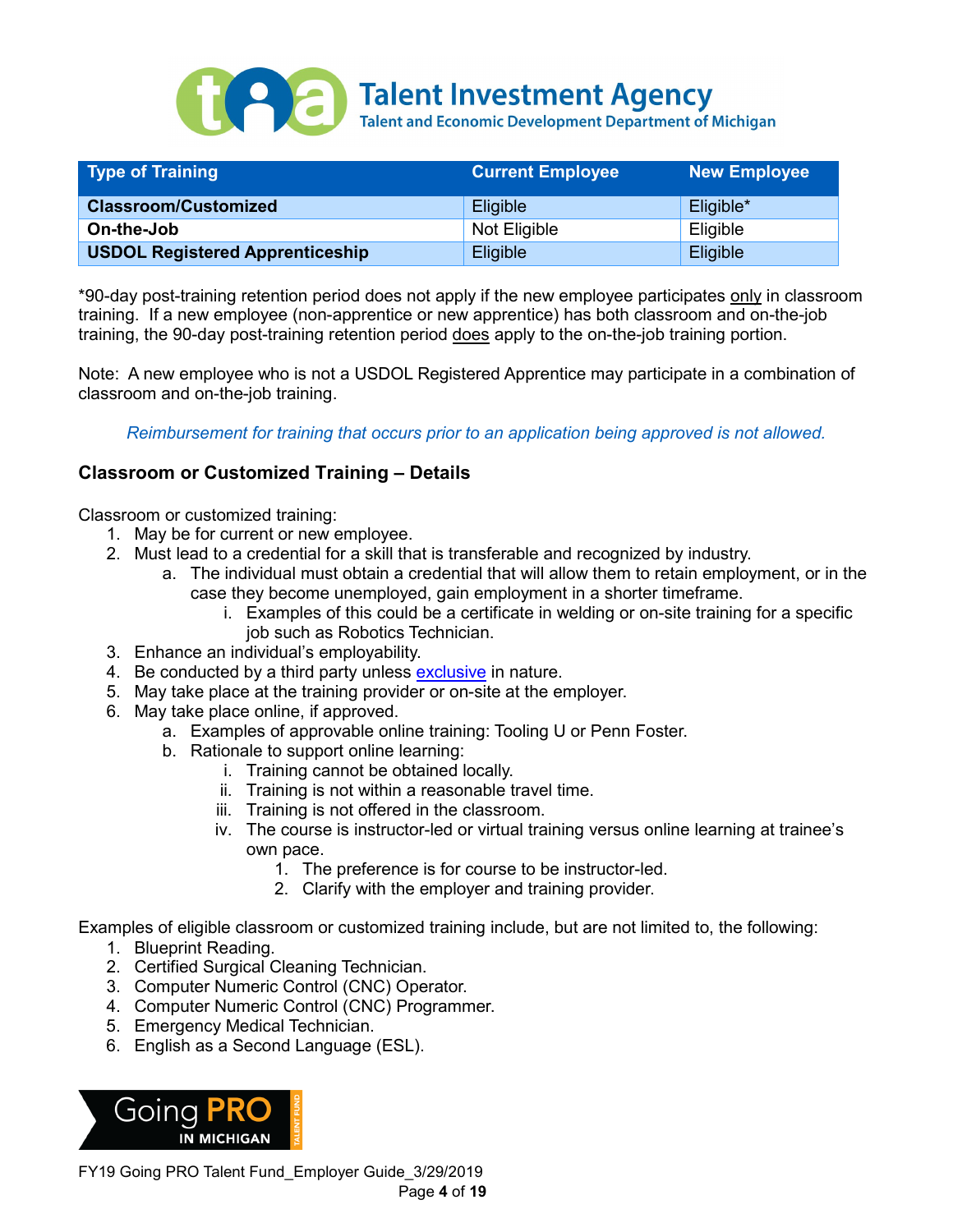| Type of Training | Current Employee | New Employee |
|---|---|---|
| **Classroom/Customized** | Eligible | Eligible* |
| **On-the-Job** | Not Eligible | Eligible |
| **USDOL Registered Apprenticeship** | Eligible | Eligible |

*90-day post-training retention period does not apply if the new employee participates only in classroom training. If a new employee (non-apprentice or new apprentice) has both classroom and on-the-job training, the 90-day post-training retention period does apply to the on-the-job training portion.

Note: A new employee who is not a USDOL Registered Apprentice may participate in a combination of classroom and on-the-job training.

*Reimbursement for training that occurs prior to an application being approved is not allowed.*

### Classroom or Customized Training – Details

Classroom or customized training:

1. May be for current or new employee.
2. Must lead to a credential for a skill that is transferable and recognized by industry.
    a. The individual must obtain a credential that will allow them to retain employment, or in the case they become unemployed, gain employment in a shorter timeframe.
        i. Examples of this could be a certificate in welding or on-site training for a specific job such as Robotics Technician.
3. Enhance an individual's employability.
4. Be conducted by a third party unless exclusive in nature.
5. May take place at the training provider or on-site at the employer.
6. May take place online, if approved.
    a. Examples of approvable online training: Tooling U or Penn Foster.
    b. Rationale to support online learning:
        i. Training cannot be obtained locally.
        ii. Training is not within a reasonable travel time.
        iii. Training is not offered in the classroom.
        iv. The course is instructor-led or virtual training versus online learning at trainee's own pace.
            1. The preference is for course to be instructor-led.
            2. Clarify with the employer and training provider.

Examples of eligible classroom or customized training include, but are not limited to, the following:

1. Blueprint Reading.
2. Certified Surgical Cleaning Technician.
3. Computer Numeric Control (CNC) Operator.
4. Computer Numeric Control (CNC) Programmer.
5. Emergency Medical Technician.
6. English as a Second Language (ESL).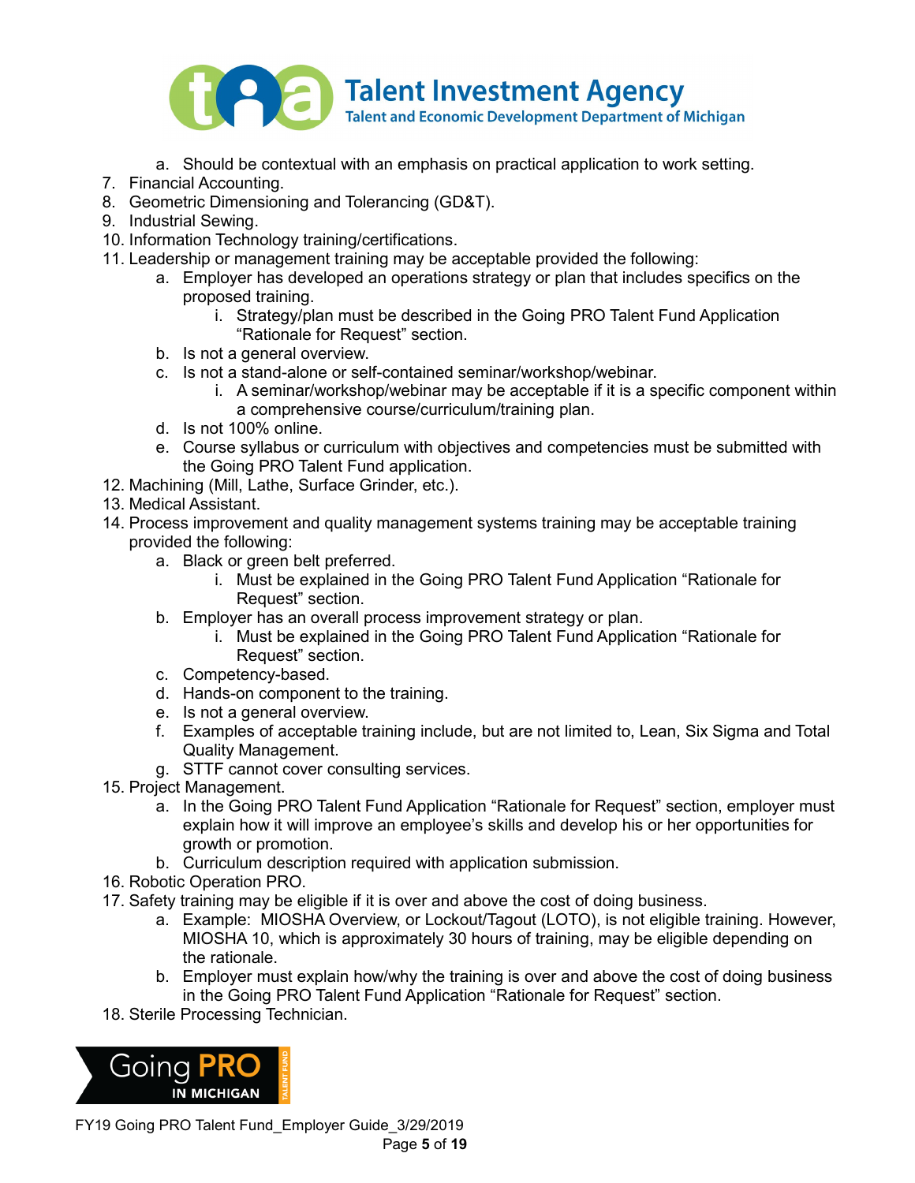a. Should be contextual with an emphasis on practical application to work setting.

7. Financial Accounting.
8. Geometric Dimensioning and Tolerancing (GD&T).
9. Industrial Sewing.
10. Information Technology training/certifications.
11. Leadership or management training may be acceptable provided the following:
    a. Employer has developed an operations strategy or plan that includes specifics on the proposed training.
        i. Strategy/plan must be described in the Going PRO Talent Fund Application "Rationale for Request" section.
    b. Is not a general overview.
    c. Is not a stand-alone or self-contained seminar/workshop/webinar.
        i. A seminar/workshop/webinar may be acceptable if it is a specific component within a comprehensive course/curriculum/training plan.
    d. Is not 100% online.
    e. Course syllabus or curriculum with objectives and competencies must be submitted with the Going PRO Talent Fund application.
12. Machining (Mill, Lathe, Surface Grinder, etc.).
13. Medical Assistant.
14. Process improvement and quality management systems training may be acceptable training provided the following:
    a. Black or green belt preferred.
        i. Must be explained in the Going PRO Talent Fund Application "Rationale for Request" section.
    b. Employer has an overall process improvement strategy or plan.
        i. Must be explained in the Going PRO Talent Fund Application "Rationale for Request" section.
    c. Competency-based.
    d. Hands-on component to the training.
    e. Is not a general overview.
    f. Examples of acceptable training include, but are not limited to, Lean, Six Sigma and Total Quality Management.
    g. STTF cannot cover consulting services.
15. Project Management.
    a. In the Going PRO Talent Fund Application "Rationale for Request" section, employer must explain how it will improve an employee's skills and develop his or her opportunities for growth or promotion.
    b. Curriculum description required with application submission.
16. Robotic Operation PRO.
17. Safety training may be eligible if it is over and above the cost of doing business.
    a. Example: MIOSHA Overview, or Lockout/Tagout (LOTO), is not eligible training. However, MIOSHA 10, which is approximately 30 hours of training, may be eligible depending on the rationale.
    b. Employer must explain how/why the training is over and above the cost of doing business in the Going PRO Talent Fund Application "Rationale for Request" section.
18. Sterile Processing Technician.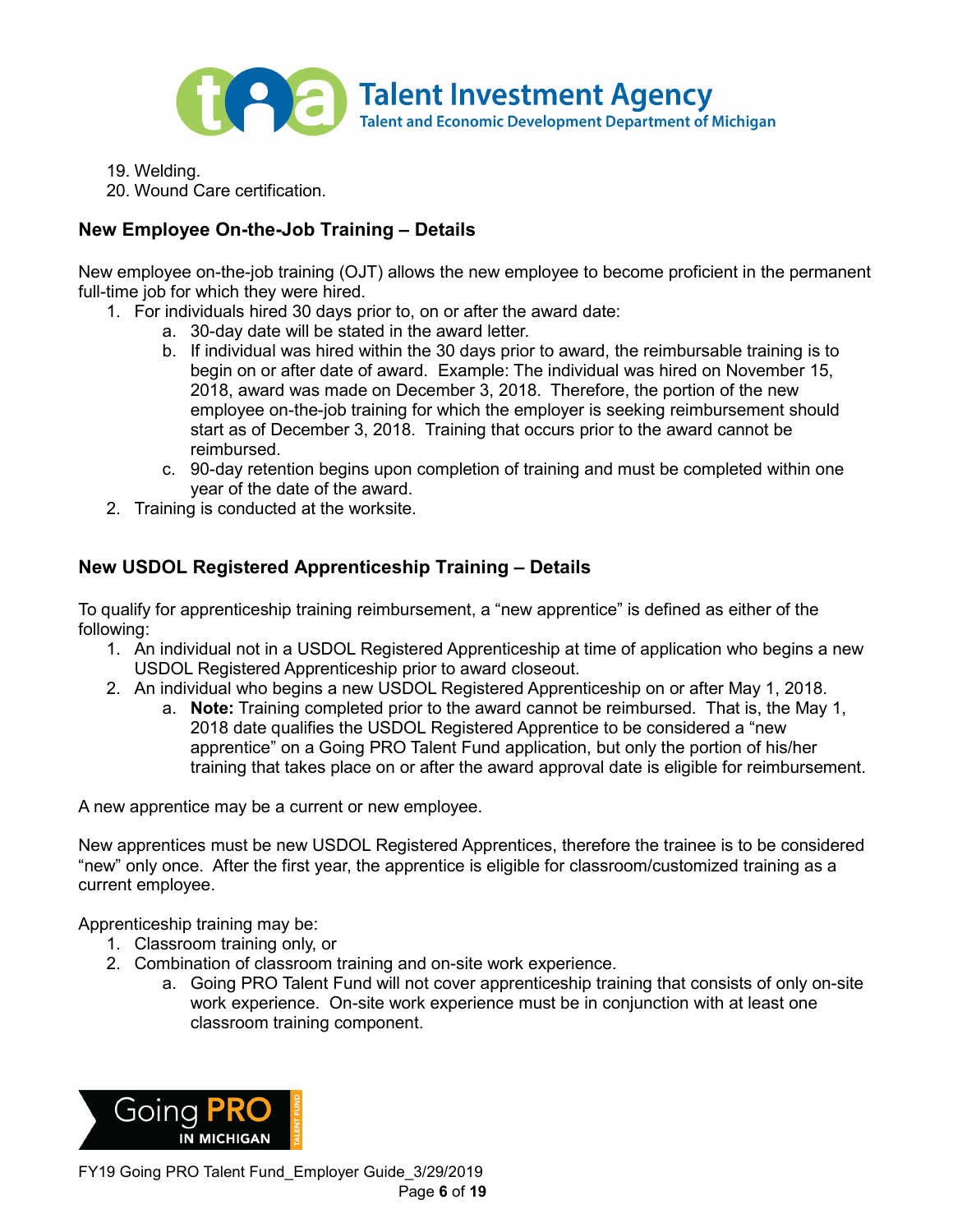19. Welding.
20. Wound Care certification.

## New Employee On-the-Job Training – Details

New employee on-the-job training (OJT) allows the new employee to become proficient in the permanent full-time job for which they were hired.

1. For individuals hired 30 days prior to, on or after the award date:
   a. 30-day date will be stated in the award letter.
   b. If individual was hired within the 30 days prior to award, the reimbursable training is to begin on or after date of award. Example: The individual was hired on November 15, 2018, award was made on December 3, 2018. Therefore, the portion of the new employee on-the-job training for which the employer is seeking reimbursement should start as of December 3, 2018. Training that occurs prior to the award cannot be reimbursed.
   c. 90-day retention begins upon completion of training and must be completed within one year of the date of the award.
2. Training is conducted at the worksite.

## New USDOL Registered Apprenticeship Training – Details

To qualify for apprenticeship training reimbursement, a "new apprentice" is defined as either of the following:

1. An individual not in a USDOL Registered Apprenticeship at time of application who begins a new USDOL Registered Apprenticeship prior to award closeout.
2. An individual who begins a new USDOL Registered Apprenticeship on or after May 1, 2018.
   a. **Note:** Training completed prior to the award cannot be reimbursed. That is, the May 1, 2018 date qualifies the USDOL Registered Apprentice to be considered a "new apprentice" on a Going PRO Talent Fund application, but only the portion of his/her training that takes place on or after the award approval date is eligible for reimbursement.

A new apprentice may be a current or new employee.

New apprentices must be new USDOL Registered Apprentices, therefore the trainee is to be considered "new" only once. After the first year, the apprentice is eligible for classroom/customized training as a current employee.

Apprenticeship training may be:

1. Classroom training only, or
2. Combination of classroom training and on-site work experience.
   a. Going PRO Talent Fund will not cover apprenticeship training that consists of only on-site work experience. On-site work experience must be in conjunction with at least one classroom training component.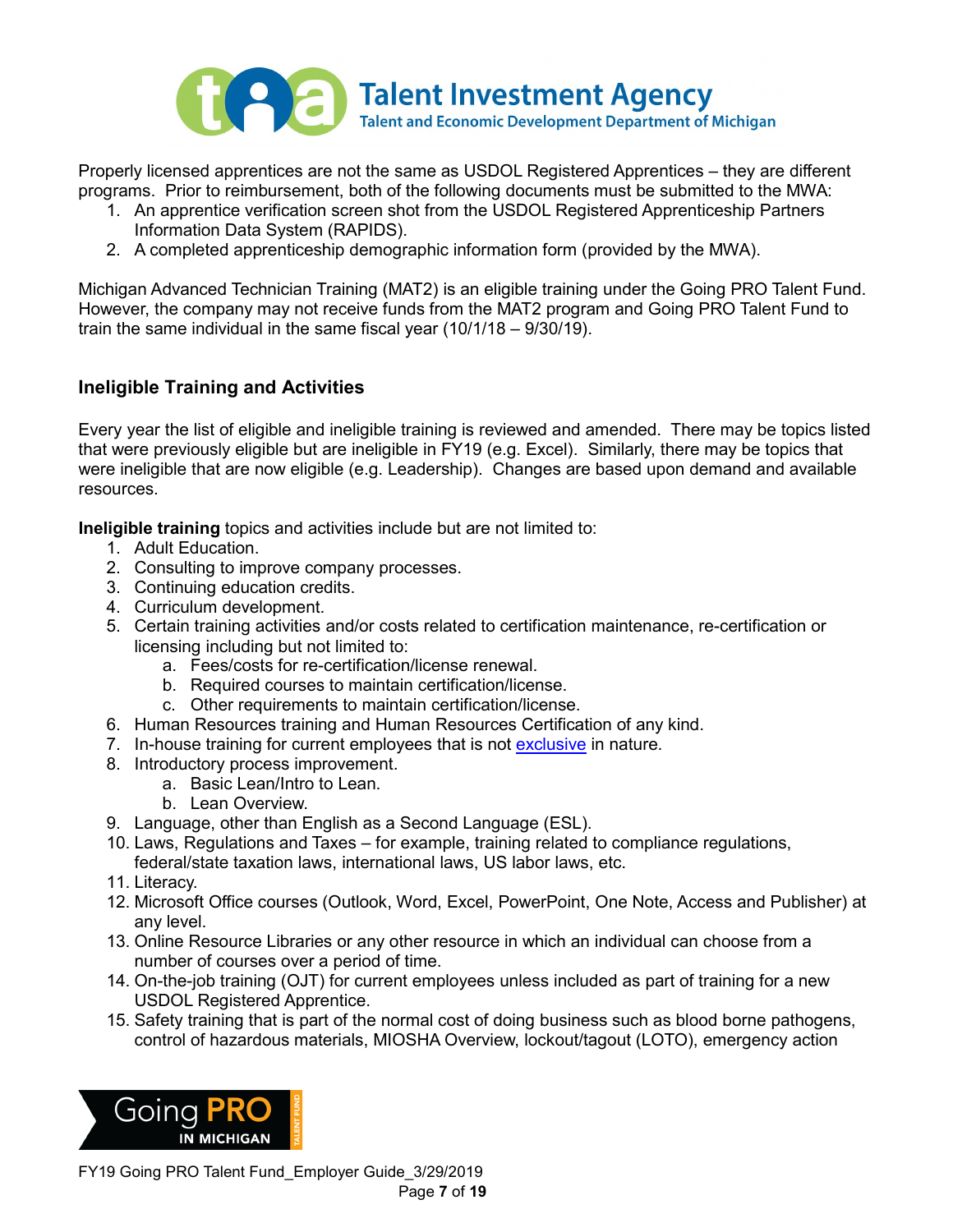Properly licensed apprentices are not the same as USDOL Registered Apprentices – they are different programs. Prior to reimbursement, both of the following documents must be submitted to the MWA:

1. An apprentice verification screen shot from the USDOL Registered Apprenticeship Partners Information Data System (RAPIDS).
2. A completed apprenticeship demographic information form (provided by the MWA).

Michigan Advanced Technician Training (MAT2) is an eligible training under the Going PRO Talent Fund. However, the company may not receive funds from the MAT2 program and Going PRO Talent Fund to train the same individual in the same fiscal year (10/1/18 – 9/30/19).

### Ineligible Training and Activities

Every year the list of eligible and ineligible training is reviewed and amended. There may be topics listed that were previously eligible but are ineligible in FY19 (e.g. Excel). Similarly, there may be topics that were ineligible that are now eligible (e.g. Leadership). Changes are based upon demand and available resources.

**Ineligible training** topics and activities include but are not limited to:

1. Adult Education.
2. Consulting to improve company processes.
3. Continuing education credits.
4. Curriculum development.
5. Certain training activities and/or costs related to certification maintenance, re-certification or licensing including but not limited to:
   a. Fees/costs for re-certification/license renewal.
   b. Required courses to maintain certification/license.
   c. Other requirements to maintain certification/license.
6. Human Resources training and Human Resources Certification of any kind.
7. In-house training for current employees that is not exclusive in nature.
8. Introductory process improvement.
   a. Basic Lean/Intro to Lean.
   b. Lean Overview.
9. Language, other than English as a Second Language (ESL).
10. Laws, Regulations and Taxes – for example, training related to compliance regulations, federal/state taxation laws, international laws, US labor laws, etc.
11. Literacy.
12. Microsoft Office courses (Outlook, Word, Excel, PowerPoint, One Note, Access and Publisher) at any level.
13. Online Resource Libraries or any other resource in which an individual can choose from a number of courses over a period of time.
14. On-the-job training (OJT) for current employees unless included as part of training for a new USDOL Registered Apprentice.
15. Safety training that is part of the normal cost of doing business such as blood borne pathogens, control of hazardous materials, MIOSHA Overview, lockout/tagout (LOTO), emergency action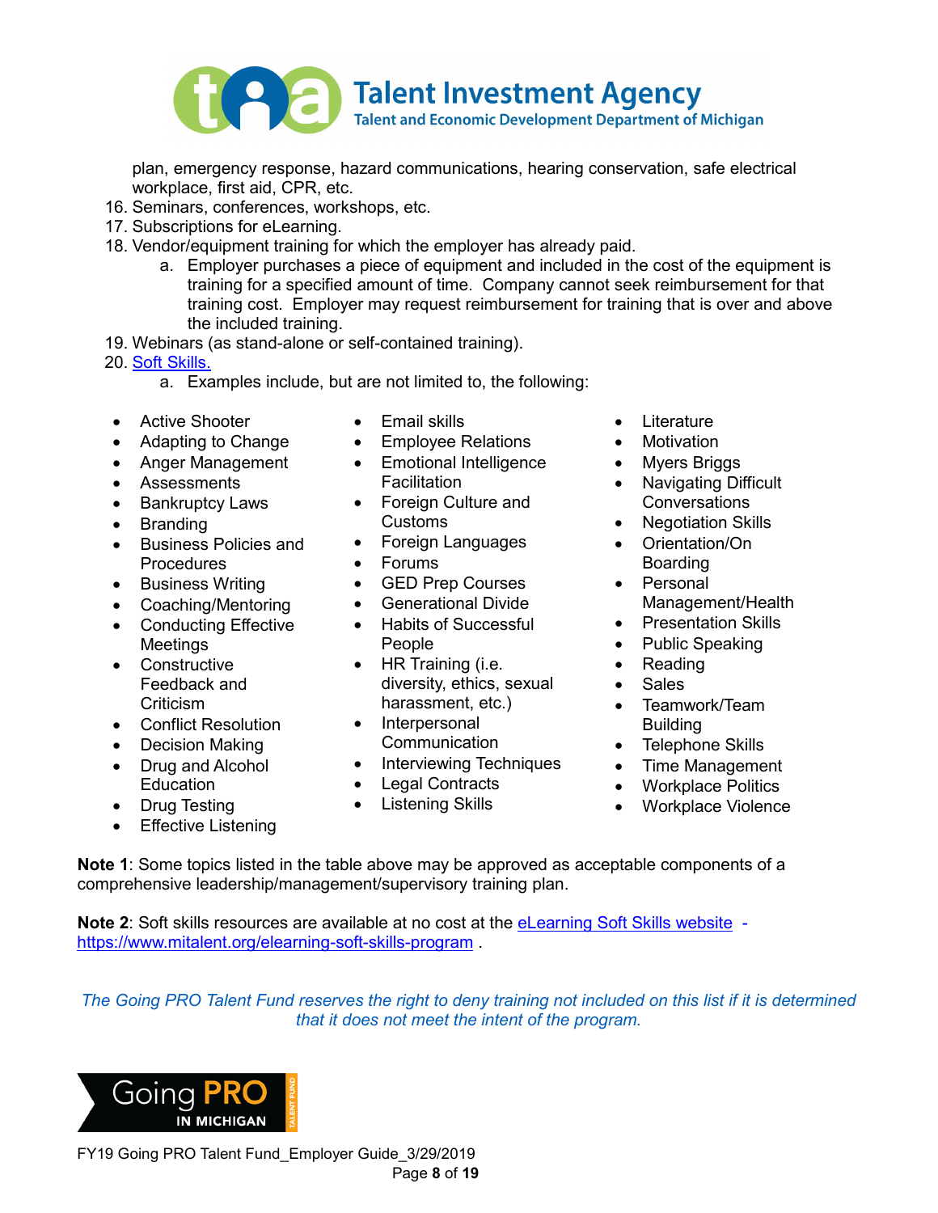plan, emergency response, hazard communications, hearing conservation, safe electrical workplace, first aid, CPR, etc.

16. Seminars, conferences, workshops, etc.
17. Subscriptions for eLearning.
18. Vendor/equipment training for which the employer has already paid.
    a. Employer purchases a piece of equipment and included in the cost of the equipment is training for a specified amount of time. Company cannot seek reimbursement for that training cost. Employer may request reimbursement for training that is over and above the included training.
19. Webinars (as stand-alone or self-contained training).
20. [Soft Skills.](#)
    a. Examples include, but are not limited to, the following:

- Active Shooter
- Adapting to Change
- Anger Management
- Assessments
- Bankruptcy Laws
- Branding
- Business Policies and Procedures
- Business Writing
- Coaching/Mentoring
- Conducting Effective Meetings
- Constructive Feedback and Criticism
- Conflict Resolution
- Decision Making
- Drug and Alcohol Education
- Drug Testing
- Effective Listening
- Email skills
- Employee Relations
- Emotional Intelligence Facilitation
- Foreign Culture and Customs
- Foreign Languages
- Forums
- GED Prep Courses
- Generational Divide
- Habits of Successful People
- HR Training (i.e. diversity, ethics, sexual harassment, etc.)
- Interpersonal Communication
- Interviewing Techniques
- Legal Contracts
- Listening Skills
- Literature
- Motivation
- Myers Briggs
- Navigating Difficult Conversations
- Negotiation Skills
- Orientation/On Boarding
- Personal Management/Health
- Presentation Skills
- Public Speaking
- Reading
- Sales
- Teamwork/Team Building
- Telephone Skills
- Time Management
- Workplace Politics
- Workplace Violence

**Note 1**: Some topics listed in the table above may be approved as acceptable components of a comprehensive leadership/management/supervisory training plan.

**Note 2**: Soft skills resources are available at no cost at the eLearning Soft Skills website - https://www.mitalent.org/elearning-soft-skills-program .

*The Going PRO Talent Fund reserves the right to deny training not included on this list if it is determined that it does not meet the intent of the program.*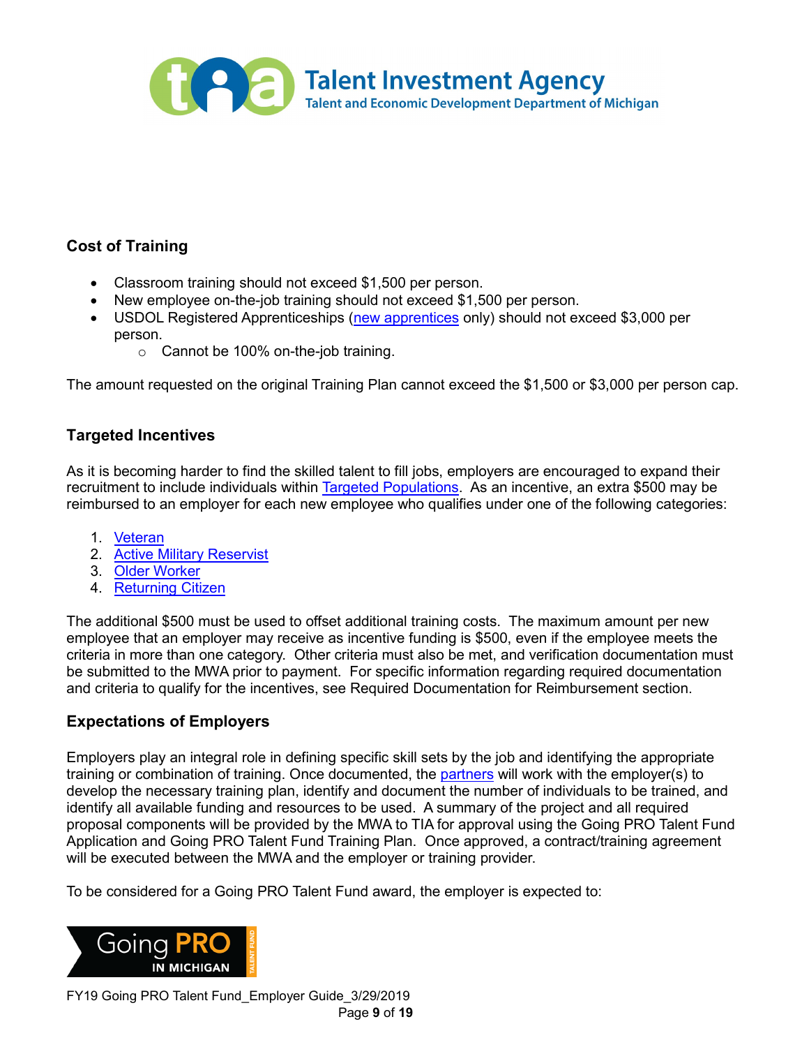## Cost of Training

- Classroom training should not exceed $1,500 per person.
- New employee on-the-job training should not exceed $1,500 per person.
- USDOL Registered Apprenticeships (new apprentices only) should not exceed $3,000 per person.
  - Cannot be 100% on-the-job training.

The amount requested on the original Training Plan cannot exceed the $1,500 or $3,000 per person cap.

## Targeted Incentives

As it is becoming harder to find the skilled talent to fill jobs, employers are encouraged to expand their recruitment to include individuals within Targeted Populations. As an incentive, an extra $500 may be reimbursed to an employer for each new employee who qualifies under one of the following categories:

1. Veteran
2. Active Military Reservist
3. Older Worker
4. Returning Citizen

The additional $500 must be used to offset additional training costs. The maximum amount per new employee that an employer may receive as incentive funding is $500, even if the employee meets the criteria in more than one category. Other criteria must also be met, and verification documentation must be submitted to the MWA prior to payment. For specific information regarding required documentation and criteria to qualify for the incentives, see Required Documentation for Reimbursement section.

## Expectations of Employers

Employers play an integral role in defining specific skill sets by the job and identifying the appropriate training or combination of training. Once documented, the partners will work with the employer(s) to develop the necessary training plan, identify and document the number of individuals to be trained, and identify all available funding and resources to be used. A summary of the project and all required proposal components will be provided by the MWA to TIA for approval using the Going PRO Talent Fund Application and Going PRO Talent Fund Training Plan. Once approved, a contract/training agreement will be executed between the MWA and the employer or training provider.

To be considered for a Going PRO Talent Fund award, the employer is expected to: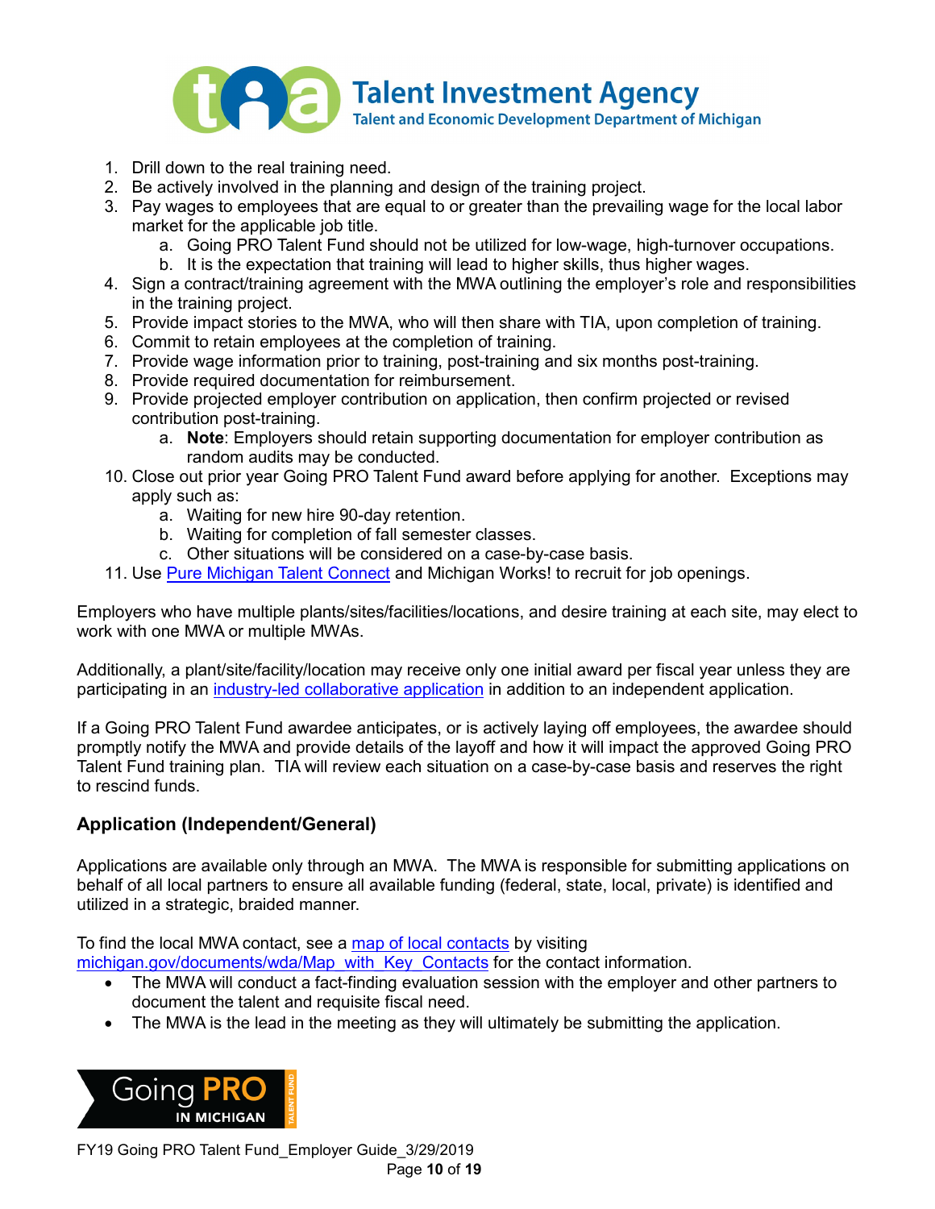1. Drill down to the real training need.
2. Be actively involved in the planning and design of the training project.
3. Pay wages to employees that are equal to or greater than the prevailing wage for the local labor market for the applicable job title.
   a. Going PRO Talent Fund should not be utilized for low-wage, high-turnover occupations.
   b. It is the expectation that training will lead to higher skills, thus higher wages.
4. Sign a contract/training agreement with the MWA outlining the employer's role and responsibilities in the training project.
5. Provide impact stories to the MWA, who will then share with TIA, upon completion of training.
6. Commit to retain employees at the completion of training.
7. Provide wage information prior to training, post-training and six months post-training.
8. Provide required documentation for reimbursement.
9. Provide projected employer contribution on application, then confirm projected or revised contribution post-training.
   a. **Note**: Employers should retain supporting documentation for employer contribution as random audits may be conducted.
10. Close out prior year Going PRO Talent Fund award before applying for another. Exceptions may apply such as:
    a. Waiting for new hire 90-day retention.
    b. Waiting for completion of fall semester classes.
    c. Other situations will be considered on a case-by-case basis.
11. Use Pure Michigan Talent Connect and Michigan Works! to recruit for job openings.

Employers who have multiple plants/sites/facilities/locations, and desire training at each site, may elect to work with one MWA or multiple MWAs.

Additionally, a plant/site/facility/location may receive only one initial award per fiscal year unless they are participating in an industry-led collaborative application in addition to an independent application.

If a Going PRO Talent Fund awardee anticipates, or is actively laying off employees, the awardee should promptly notify the MWA and provide details of the layoff and how it will impact the approved Going PRO Talent Fund training plan. TIA will review each situation on a case-by-case basis and reserves the right to rescind funds.

## Application (Independent/General)

Applications are available only through an MWA. The MWA is responsible for submitting applications on behalf of all local partners to ensure all available funding (federal, state, local, private) is identified and utilized in a strategic, braided manner.

To find the local MWA contact, see a map of local contacts by visiting michigan.gov/documents/wda/Map_with_Key_Contacts for the contact information.

- The MWA will conduct a fact-finding evaluation session with the employer and other partners to document the talent and requisite fiscal need.
- The MWA is the lead in the meeting as they will ultimately be submitting the application.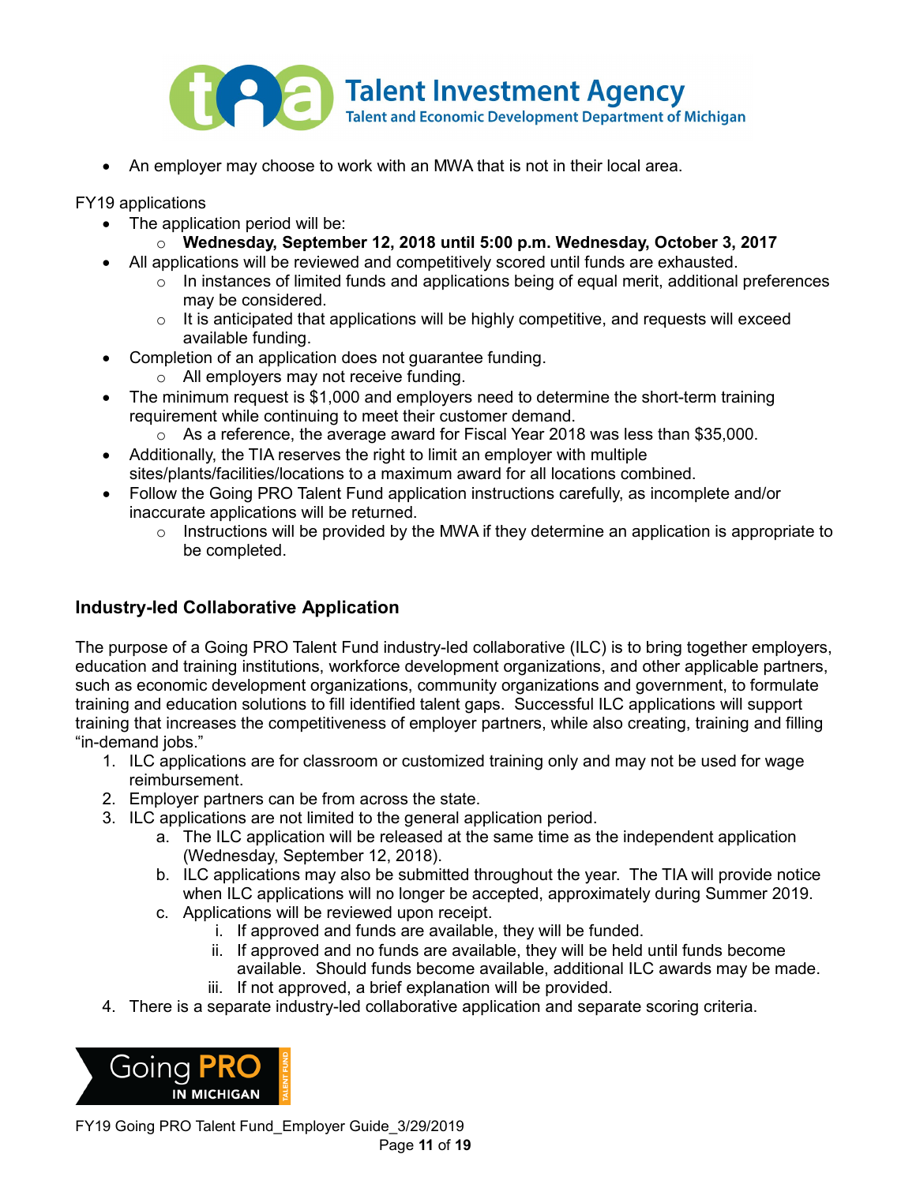- An employer may choose to work with an MWA that is not in their local area.

FY19 applications

- The application period will be:
  - **Wednesday, September 12, 2018 until 5:00 p.m. Wednesday, October 3, 2017**
- All applications will be reviewed and competitively scored until funds are exhausted.
  - In instances of limited funds and applications being of equal merit, additional preferences may be considered.
  - It is anticipated that applications will be highly competitive, and requests will exceed available funding.
- Completion of an application does not guarantee funding.
  - All employers may not receive funding.
- The minimum request is $1,000 and employers need to determine the short-term training requirement while continuing to meet their customer demand.
  - As a reference, the average award for Fiscal Year 2018 was less than $35,000.
- Additionally, the TIA reserves the right to limit an employer with multiple sites/plants/facilities/locations to a maximum award for all locations combined.
- Follow the Going PRO Talent Fund application instructions carefully, as incomplete and/or inaccurate applications will be returned.
  - Instructions will be provided by the MWA if they determine an application is appropriate to be completed.

### Industry-led Collaborative Application

The purpose of a Going PRO Talent Fund industry-led collaborative (ILC) is to bring together employers, education and training institutions, workforce development organizations, and other applicable partners, such as economic development organizations, community organizations and government, to formulate training and education solutions to fill identified talent gaps. Successful ILC applications will support training that increases the competitiveness of employer partners, while also creating, training and filling "in-demand jobs."

1. ILC applications are for classroom or customized training only and may not be used for wage reimbursement.
2. Employer partners can be from across the state.
3. ILC applications are not limited to the general application period.
   a. The ILC application will be released at the same time as the independent application (Wednesday, September 12, 2018).
   b. ILC applications may also be submitted throughout the year. The TIA will provide notice when ILC applications will no longer be accepted, approximately during Summer 2019.
   c. Applications will be reviewed upon receipt.
      i. If approved and funds are available, they will be funded.
      ii. If approved and no funds are available, they will be held until funds become available. Should funds become available, additional ILC awards may be made.
      iii. If not approved, a brief explanation will be provided.
4. There is a separate industry-led collaborative application and separate scoring criteria.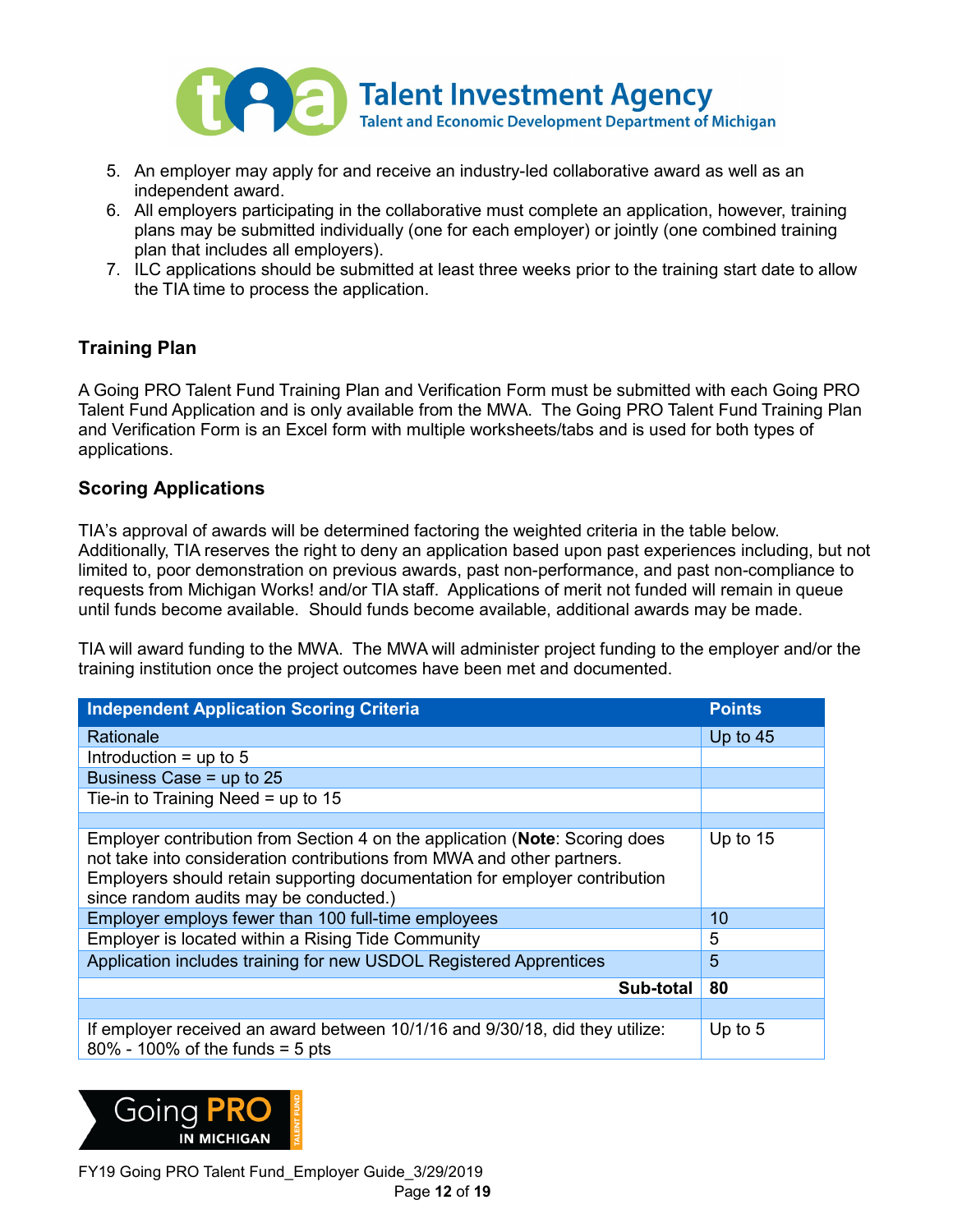5. An employer may apply for and receive an industry-led collaborative award as well as an independent award.
6. All employers participating in the collaborative must complete an application, however, training plans may be submitted individually (one for each employer) or jointly (one combined training plan that includes all employers).
7. ILC applications should be submitted at least three weeks prior to the training start date to allow the TIA time to process the application.

### Training Plan

A Going PRO Talent Fund Training Plan and Verification Form must be submitted with each Going PRO Talent Fund Application and is only available from the MWA. The Going PRO Talent Fund Training Plan and Verification Form is an Excel form with multiple worksheets/tabs and is used for both types of applications.

### Scoring Applications

TIA's approval of awards will be determined factoring the weighted criteria in the table below. Additionally, TIA reserves the right to deny an application based upon past experiences including, but not limited to, poor demonstration on previous awards, past non-performance, and past non-compliance to requests from Michigan Works! and/or TIA staff. Applications of merit not funded will remain in queue until funds become available. Should funds become available, additional awards may be made.

TIA will award funding to the MWA. The MWA will administer project funding to the employer and/or the training institution once the project outcomes have been met and documented.

| Independent Application Scoring Criteria | Points |
|---|---|
| Rationale | Up to 45 |
| Introduction = up to 5 | |
| Business Case = up to 25 | |
| Tie-in to Training Need = up to 15 | |
| | |
| Employer contribution from Section 4 on the application (**Note**: Scoring does not take into consideration contributions from MWA and other partners. Employers should retain supporting documentation for employer contribution since random audits may be conducted.) | Up to 15 |
| Employer employs fewer than 100 full-time employees | 10 |
| Employer is located within a Rising Tide Community | 5 |
| Application includes training for new USDOL Registered Apprentices | 5 |
| **Sub-total** | **80** |
| | |
| If employer received an award between 10/1/16 and 9/30/18, did they utilize: 80% - 100% of the funds = 5 pts | Up to 5 |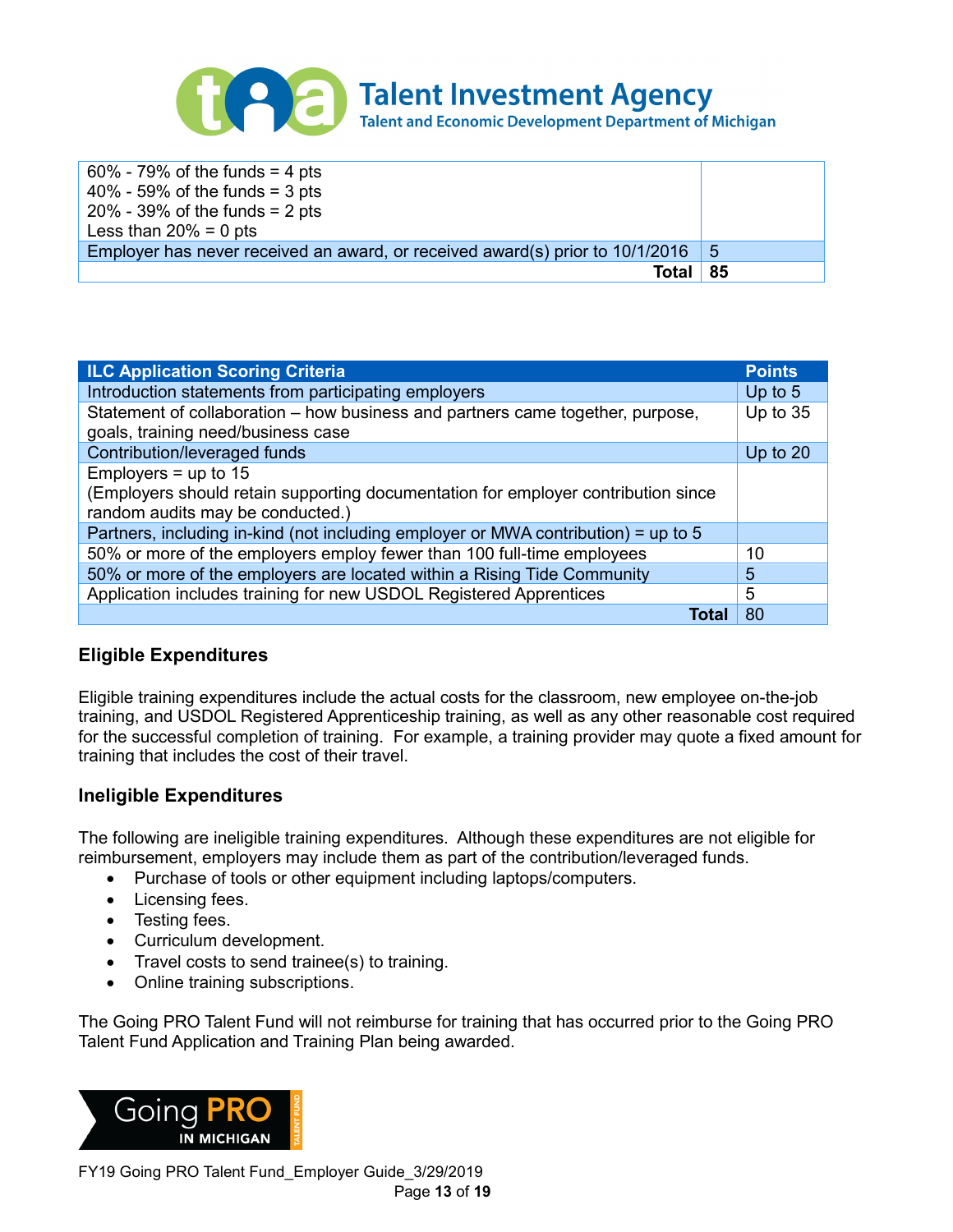| | |
|---|---|
| 60% - 79% of the funds = 4 pts<br>40% - 59% of the funds = 3 pts<br>20% - 39% of the funds = 2 pts<br>Less than 20% = 0 pts | |
| Employer has never received an award, or received award(s) prior to 10/1/2016 | 5 |
| **Total** | **85** |

| ILC Application Scoring Criteria | Points |
|---|---|
| Introduction statements from participating employers | Up to 5 |
| Statement of collaboration – how business and partners came together, purpose, goals, training need/business case | Up to 35 |
| Contribution/leveraged funds | Up to 20 |
| Employers = up to 15<br>(Employers should retain supporting documentation for employer contribution since random audits may be conducted.) | |
| Partners, including in-kind (not including employer or MWA contribution) = up to 5 | |
| 50% or more of the employers employ fewer than 100 full-time employees | 10 |
| 50% or more of the employers are located within a Rising Tide Community | 5 |
| Application includes training for new USDOL Registered Apprentices | 5 |
| **Total** | 80 |

### Eligible Expenditures

Eligible training expenditures include the actual costs for the classroom, new employee on-the-job training, and USDOL Registered Apprenticeship training, as well as any other reasonable cost required for the successful completion of training. For example, a training provider may quote a fixed amount for training that includes the cost of their travel.

### Ineligible Expenditures

The following are ineligible training expenditures. Although these expenditures are not eligible for reimbursement, employers may include them as part of the contribution/leveraged funds.

- Purchase of tools or other equipment including laptops/computers.
- Licensing fees.
- Testing fees.
- Curriculum development.
- Travel costs to send trainee(s) to training.
- Online training subscriptions.

The Going PRO Talent Fund will not reimburse for training that has occurred prior to the Going PRO Talent Fund Application and Training Plan being awarded.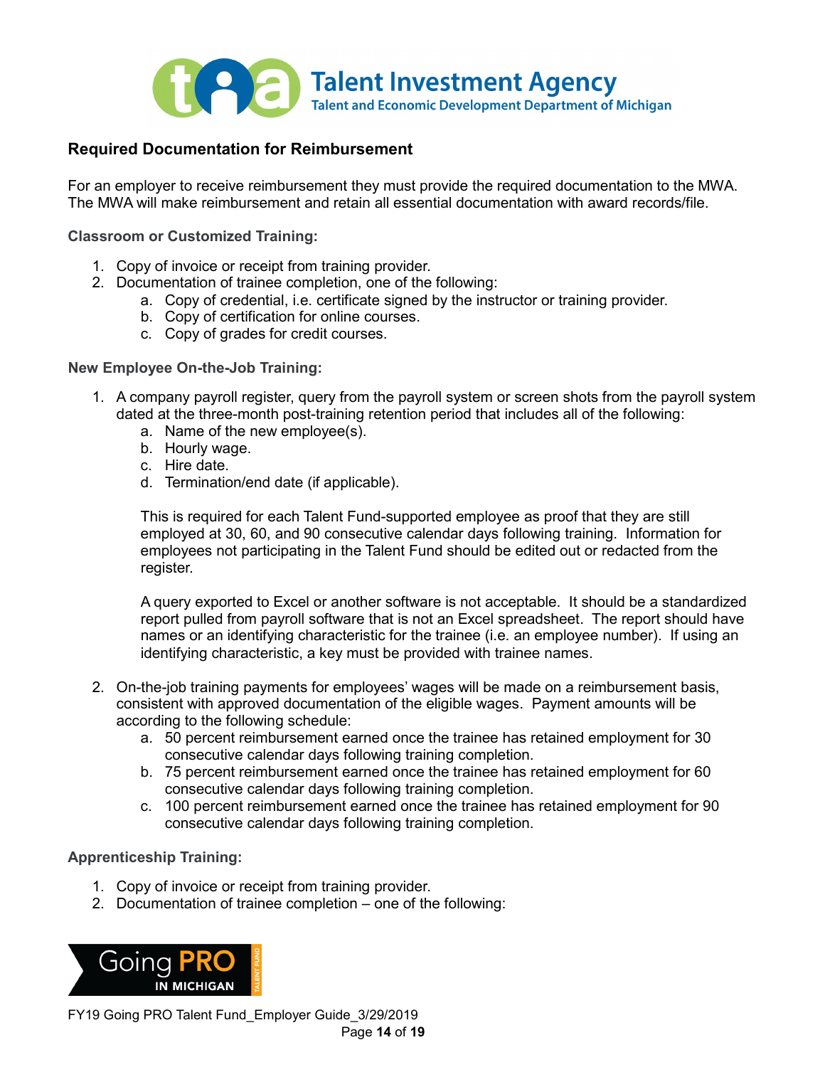## Required Documentation for Reimbursement

For an employer to receive reimbursement they must provide the required documentation to the MWA. The MWA will make reimbursement and retain all essential documentation with award records/file.

### Classroom or Customized Training:

1. Copy of invoice or receipt from training provider.
2. Documentation of trainee completion, one of the following:
   a. Copy of credential, i.e. certificate signed by the instructor or training provider.
   b. Copy of certification for online courses.
   c. Copy of grades for credit courses.

### New Employee On-the-Job Training:

1. A company payroll register, query from the payroll system or screen shots from the payroll system dated at the three-month post-training retention period that includes all of the following:
   a. Name of the new employee(s).
   b. Hourly wage.
   c. Hire date.
   d. Termination/end date (if applicable).

   This is required for each Talent Fund-supported employee as proof that they are still employed at 30, 60, and 90 consecutive calendar days following training. Information for employees not participating in the Talent Fund should be edited out or redacted from the register.

   A query exported to Excel or another software is not acceptable. It should be a standardized report pulled from payroll software that is not an Excel spreadsheet. The report should have names or an identifying characteristic for the trainee (i.e. an employee number). If using an identifying characteristic, a key must be provided with trainee names.

2. On-the-job training payments for employees' wages will be made on a reimbursement basis, consistent with approved documentation of the eligible wages. Payment amounts will be according to the following schedule:
   a. 50 percent reimbursement earned once the trainee has retained employment for 30 consecutive calendar days following training completion.
   b. 75 percent reimbursement earned once the trainee has retained employment for 60 consecutive calendar days following training completion.
   c. 100 percent reimbursement earned once the trainee has retained employment for 90 consecutive calendar days following training completion.

### Apprenticeship Training:

1. Copy of invoice or receipt from training provider.
2. Documentation of trainee completion – one of the following: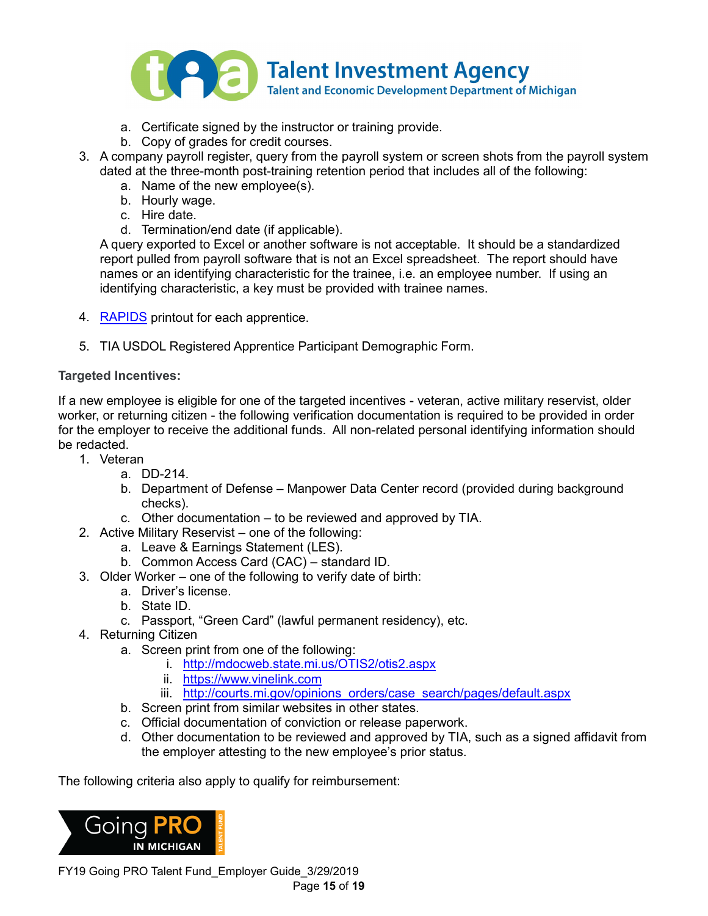a. Certificate signed by the instructor or training provide.
   b. Copy of grades for credit courses.
3. A company payroll register, query from the payroll system or screen shots from the payroll system dated at the three-month post-training retention period that includes all of the following:
   a. Name of the new employee(s).
   b. Hourly wage.
   c. Hire date.
   d. Termination/end date (if applicable).

   A query exported to Excel or another software is not acceptable. It should be a standardized report pulled from payroll software that is not an Excel spreadsheet. The report should have names or an identifying characteristic for the trainee, i.e. an employee number. If using an identifying characteristic, a key must be provided with trainee names.

4. RAPIDS printout for each apprentice.

5. TIA USDOL Registered Apprentice Participant Demographic Form.

**Targeted Incentives:**

If a new employee is eligible for one of the targeted incentives - veteran, active military reservist, older worker, or returning citizen - the following verification documentation is required to be provided in order for the employer to receive the additional funds. All non-related personal identifying information should be redacted.

1. Veteran
   a. DD-214.
   b. Department of Defense – Manpower Data Center record (provided during background checks).
   c. Other documentation – to be reviewed and approved by TIA.
2. Active Military Reservist – one of the following:
   a. Leave & Earnings Statement (LES).
   b. Common Access Card (CAC) – standard ID.
3. Older Worker – one of the following to verify date of birth:
   a. Driver's license.
   b. State ID.
   c. Passport, "Green Card" (lawful permanent residency), etc.
4. Returning Citizen
   a. Screen print from one of the following:
      i. http://mdocweb.state.mi.us/OTIS2/otis2.aspx
      ii. https://www.vinelink.com
      iii. http://courts.mi.gov/opinions_orders/case_search/pages/default.aspx
   b. Screen print from similar websites in other states.
   c. Official documentation of conviction or release paperwork.
   d. Other documentation to be reviewed and approved by TIA, such as a signed affidavit from the employer attesting to the new employee's prior status.

The following criteria also apply to qualify for reimbursement: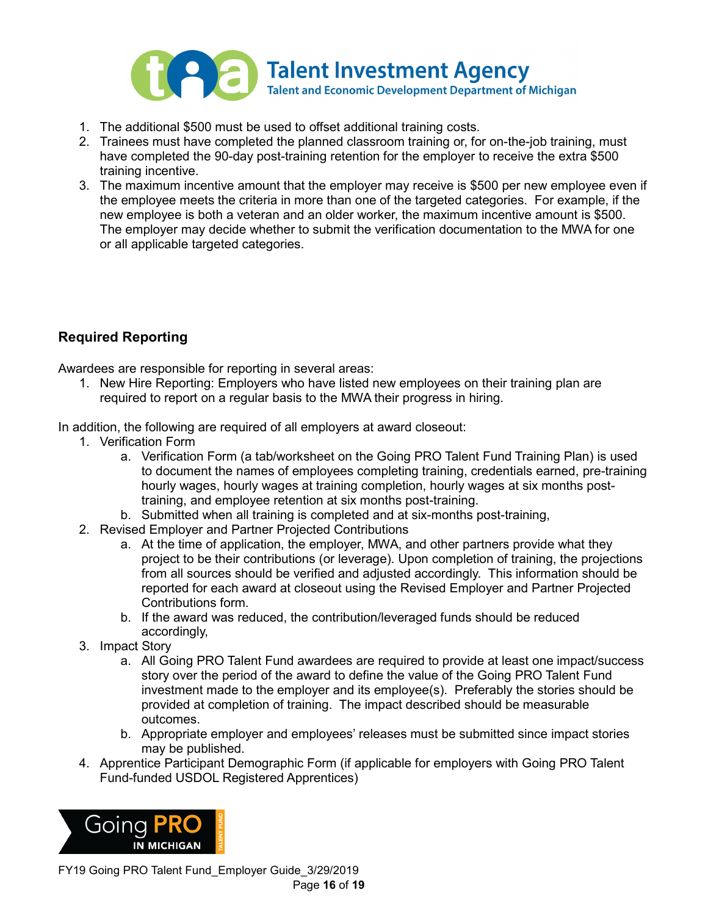1. The additional $500 must be used to offset additional training costs.
2. Trainees must have completed the planned classroom training or, for on-the-job training, must have completed the 90-day post-training retention for the employer to receive the extra $500 training incentive.
3. The maximum incentive amount that the employer may receive is $500 per new employee even if the employee meets the criteria in more than one of the targeted categories. For example, if the new employee is both a veteran and an older worker, the maximum incentive amount is $500. The employer may decide whether to submit the verification documentation to the MWA for one or all applicable targeted categories.

## Required Reporting

Awardees are responsible for reporting in several areas:

1. New Hire Reporting: Employers who have listed new employees on their training plan are required to report on a regular basis to the MWA their progress in hiring.

In addition, the following are required of all employers at award closeout:

1. Verification Form
    a. Verification Form (a tab/worksheet on the Going PRO Talent Fund Training Plan) is used to document the names of employees completing training, credentials earned, pre-training hourly wages, hourly wages at training completion, hourly wages at six months post-training, and employee retention at six months post-training.
    b. Submitted when all training is completed and at six-months post-training,
2. Revised Employer and Partner Projected Contributions
    a. At the time of application, the employer, MWA, and other partners provide what they project to be their contributions (or leverage). Upon completion of training, the projections from all sources should be verified and adjusted accordingly. This information should be reported for each award at closeout using the Revised Employer and Partner Projected Contributions form.
    b. If the award was reduced, the contribution/leveraged funds should be reduced accordingly,
3. Impact Story
    a. All Going PRO Talent Fund awardees are required to provide at least one impact/success story over the period of the award to define the value of the Going PRO Talent Fund investment made to the employer and its employee(s). Preferably the stories should be provided at completion of training. The impact described should be measurable outcomes.
    b. Appropriate employer and employees' releases must be submitted since impact stories may be published.
4. Apprentice Participant Demographic Form (if applicable for employers with Going PRO Talent Fund-funded USDOL Registered Apprentices)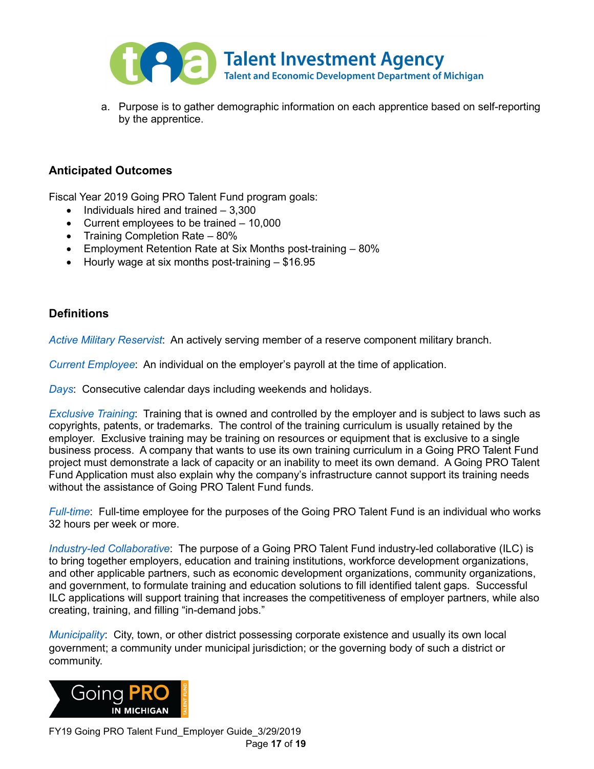a. Purpose is to gather demographic information on each apprentice based on self-reporting by the apprentice.

## Anticipated Outcomes

Fiscal Year 2019 Going PRO Talent Fund program goals:

- Individuals hired and trained – 3,300
- Current employees to be trained – 10,000
- Training Completion Rate – 80%
- Employment Retention Rate at Six Months post-training – 80%
- Hourly wage at six months post-training – $16.95

## Definitions

*Active Military Reservist*: An actively serving member of a reserve component military branch.

*Current Employee*: An individual on the employer's payroll at the time of application.

*Days*: Consecutive calendar days including weekends and holidays.

*Exclusive Training*: Training that is owned and controlled by the employer and is subject to laws such as copyrights, patents, or trademarks. The control of the training curriculum is usually retained by the employer. Exclusive training may be training on resources or equipment that is exclusive to a single business process. A company that wants to use its own training curriculum in a Going PRO Talent Fund project must demonstrate a lack of capacity or an inability to meet its own demand. A Going PRO Talent Fund Application must also explain why the company's infrastructure cannot support its training needs without the assistance of Going PRO Talent Fund funds.

*Full-time*: Full-time employee for the purposes of the Going PRO Talent Fund is an individual who works 32 hours per week or more.

*Industry-led Collaborative*: The purpose of a Going PRO Talent Fund industry-led collaborative (ILC) is to bring together employers, education and training institutions, workforce development organizations, and other applicable partners, such as economic development organizations, community organizations, and government, to formulate training and education solutions to fill identified talent gaps. Successful ILC applications will support training that increases the competitiveness of employer partners, while also creating, training, and filling "in-demand jobs."

*Municipality*: City, town, or other district possessing corporate existence and usually its own local government; a community under municipal jurisdiction; or the governing body of such a district or community.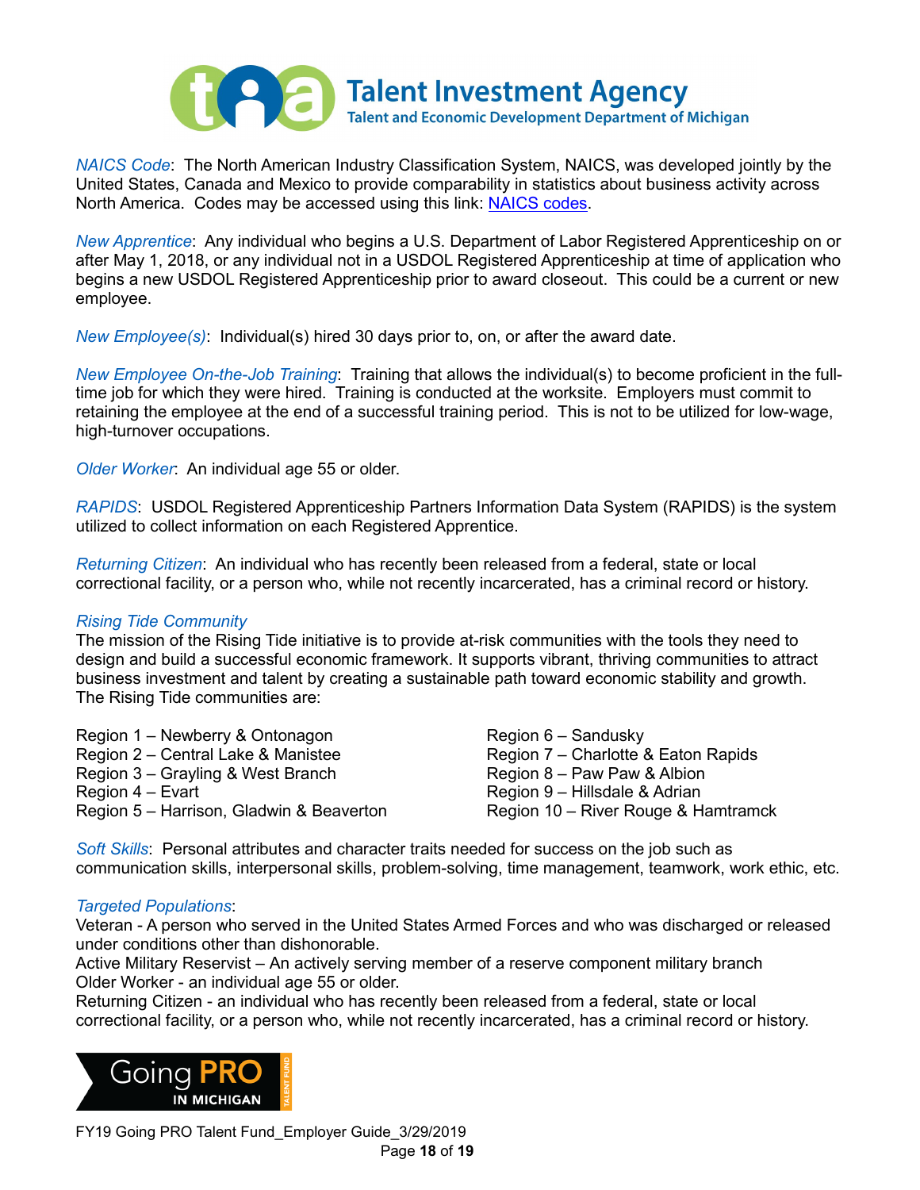*NAICS Code*: The North American Industry Classification System, NAICS, was developed jointly by the United States, Canada and Mexico to provide comparability in statistics about business activity across North America. Codes may be accessed using this link: NAICS codes.

*New Apprentice*: Any individual who begins a U.S. Department of Labor Registered Apprenticeship on or after May 1, 2018, or any individual not in a USDOL Registered Apprenticeship at time of application who begins a new USDOL Registered Apprenticeship prior to award closeout. This could be a current or new employee.

*New Employee(s)*: Individual(s) hired 30 days prior to, on, or after the award date.

*New Employee On-the-Job Training*: Training that allows the individual(s) to become proficient in the full-time job for which they were hired. Training is conducted at the worksite. Employers must commit to retaining the employee at the end of a successful training period. This is not to be utilized for low-wage, high-turnover occupations.

*Older Worker*: An individual age 55 or older.

*RAPIDS*: USDOL Registered Apprenticeship Partners Information Data System (RAPIDS) is the system utilized to collect information on each Registered Apprentice.

*Returning Citizen*: An individual who has recently been released from a federal, state or local correctional facility, or a person who, while not recently incarcerated, has a criminal record or history.

*Rising Tide Community*

The mission of the Rising Tide initiative is to provide at-risk communities with the tools they need to design and build a successful economic framework. It supports vibrant, thriving communities to attract business investment and talent by creating a sustainable path toward economic stability and growth. The Rising Tide communities are:

Region 1 – Newberry & Ontonagon
Region 2 – Central Lake & Manistee
Region 3 – Grayling & West Branch
Region 4 – Evart
Region 5 – Harrison, Gladwin & Beaverton
Region 6 – Sandusky
Region 7 – Charlotte & Eaton Rapids
Region 8 – Paw Paw & Albion
Region 9 – Hillsdale & Adrian
Region 10 – River Rouge & Hamtramck

*Soft Skills*: Personal attributes and character traits needed for success on the job such as communication skills, interpersonal skills, problem-solving, time management, teamwork, work ethic, etc.

*Targeted Populations*:

Veteran - A person who served in the United States Armed Forces and who was discharged or released under conditions other than dishonorable.
Active Military Reservist – An actively serving member of a reserve component military branch
Older Worker - an individual age 55 or older.
Returning Citizen - an individual who has recently been released from a federal, state or local correctional facility, or a person who, while not recently incarcerated, has a criminal record or history.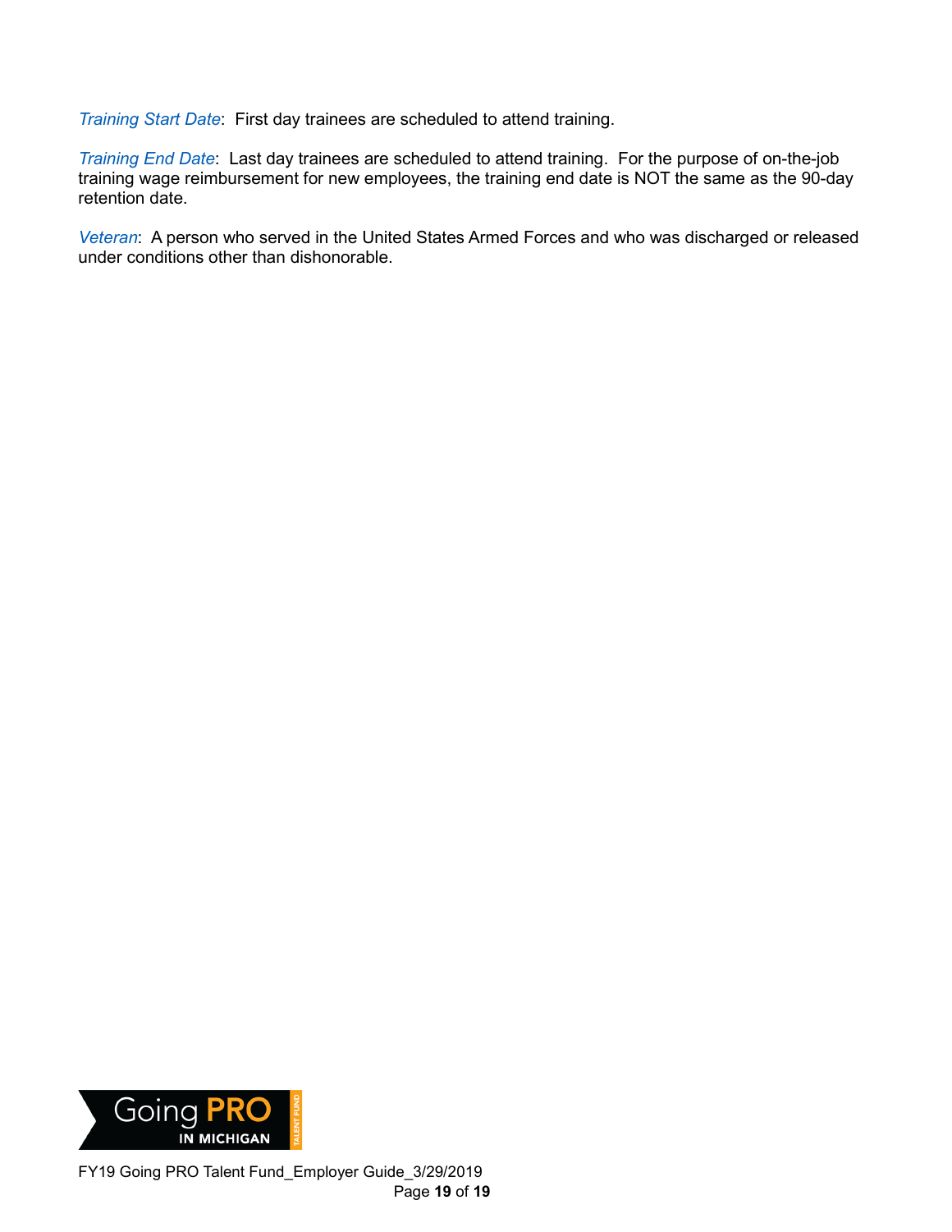*Training Start Date*: First day trainees are scheduled to attend training.

*Training End Date*: Last day trainees are scheduled to attend training. For the purpose of on-the-job training wage reimbursement for new employees, the training end date is NOT the same as the 90-day retention date.

*Veteran*: A person who served in the United States Armed Forces and who was discharged or released under conditions other than dishonorable.